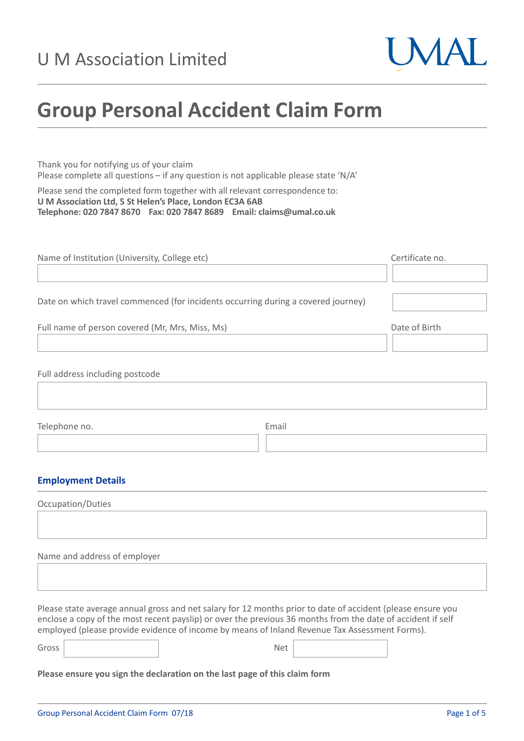U M Association Limited

UMAL

# Group Personal Accident Claim Form

Thank you for notifying us of your claim
Please complete all questions – if any question is not applicable please state 'N/A'

Please send the completed form together with all relevant correspondence to:
**U M Association Ltd, 5 St Helen's Place, London EC3A 6AB**
**Telephone: 020 7847 8670 Fax: 020 7847 8689 Email: claims@umal.co.uk**

Name of Institution (University, College etc)

Certificate no.

Date on which travel commenced (for incidents occurring during a covered journey)

Full name of person covered (Mr, Mrs, Miss, Ms)

Date of Birth

Full address including postcode

Telephone no.

Email

## Employment Details

Occupation/Duties

Name and address of employer

Please state average annual gross and net salary for 12 months prior to date of accident (please ensure you enclose a copy of the most recent payslip) or over the previous 36 months from the date of accident if self employed (please provide evidence of income by means of Inland Revenue Tax Assessment Forms).

Gross

Net

**Please ensure you sign the declaration on the last page of this claim form**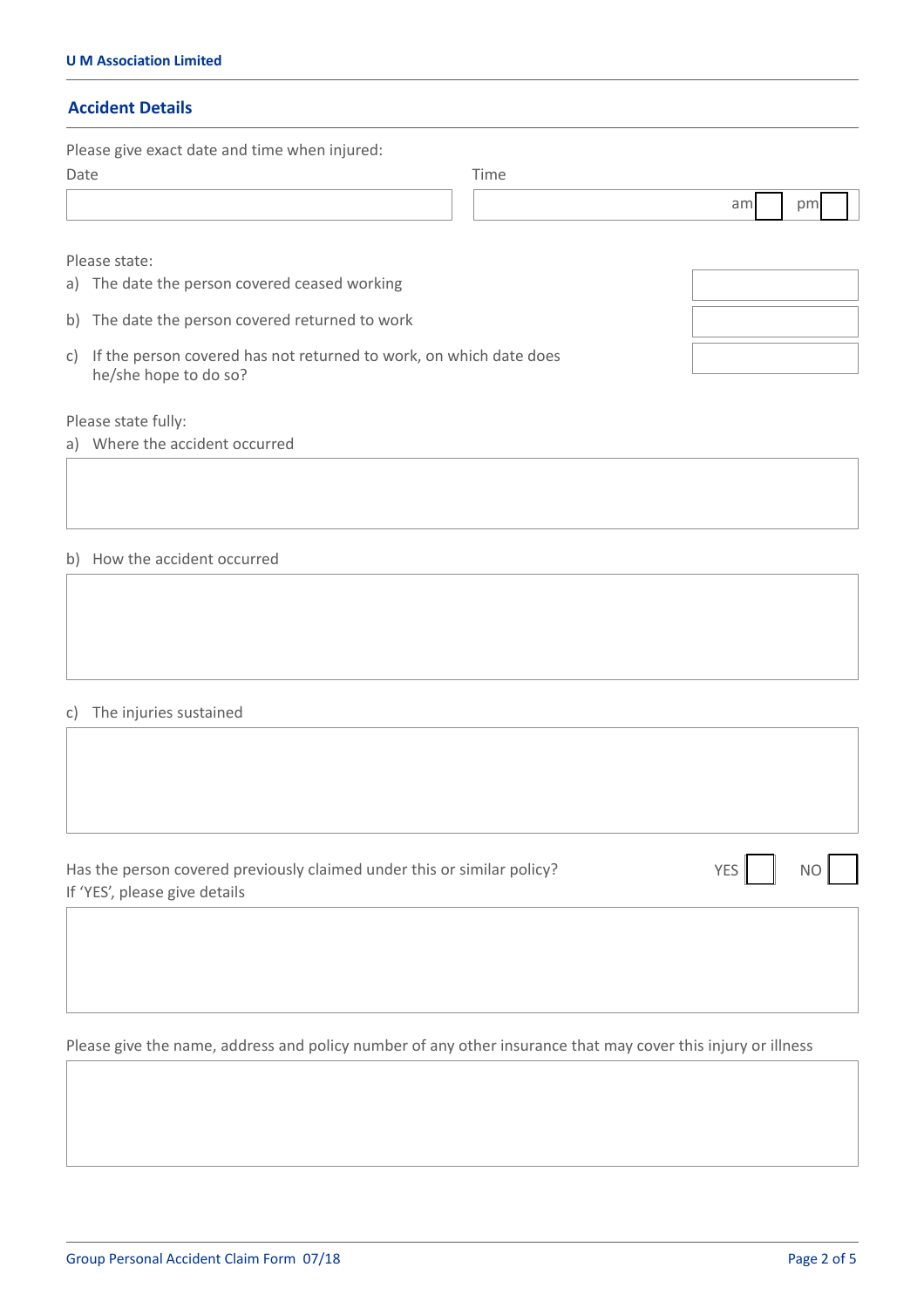## Accident Details

Please give exact date and time when injured:

| Date | Time |
| --- | --- |
| | am ☐ pm ☐ |

Please state:

a) The date the person covered ceased working

b) The date the person covered returned to work

c) If the person covered has not returned to work, on which date does he/she hope to do so?

Please state fully:

a) Where the accident occurred

b) How the accident occurred

c) The injuries sustained

Has the person covered previously claimed under this or similar policy? YES ☐ NO ☐

If 'YES', please give details

Please give the name, address and policy number of any other insurance that may cover this injury or illness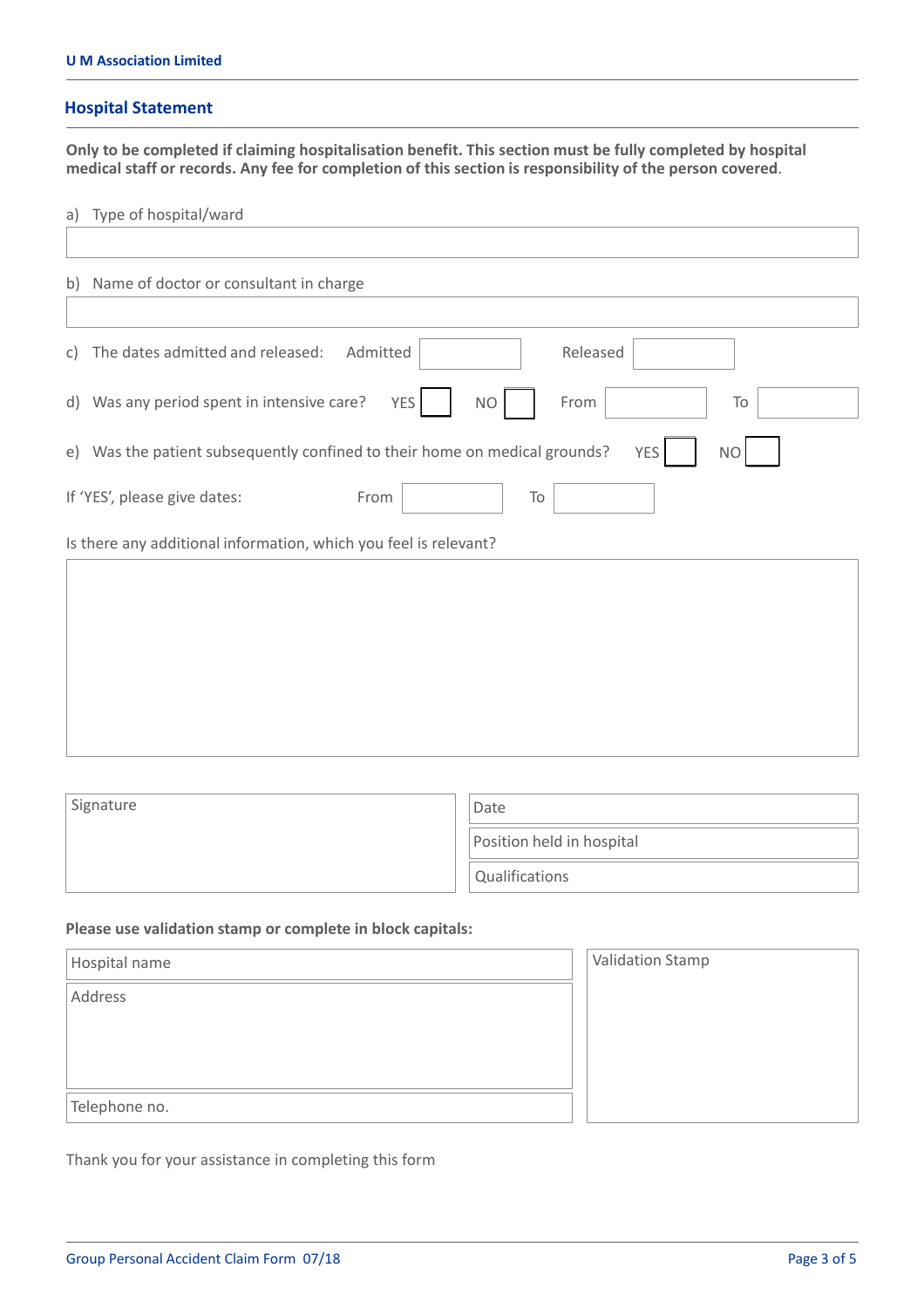## Hospital Statement

**Only to be completed if claiming hospitalisation benefit. This section must be fully completed by hospital medical staff or records. Any fee for completion of this section is responsibility of the person covered**.

a) Type of hospital/ward

b) Name of doctor or consultant in charge

c) The dates admitted and released: Admitted ______ Released ______

d) Was any period spent in intensive care? YES ☐ NO ☐ From ______ To ______

e) Was the patient subsequently confined to their home on medical grounds? YES ☐ NO ☐

If 'YES', please give dates: From ______ To ______

Is there any additional information, which you feel is relevant?

| Signature | Date |
|---|---|
| | Position held in hospital |
| | Qualifications |

**Please use validation stamp or complete in block capitals:**

| Hospital name | Validation Stamp |
|---|---|
| Address | |
| Telephone no. | |

Thank you for your assistance in completing this form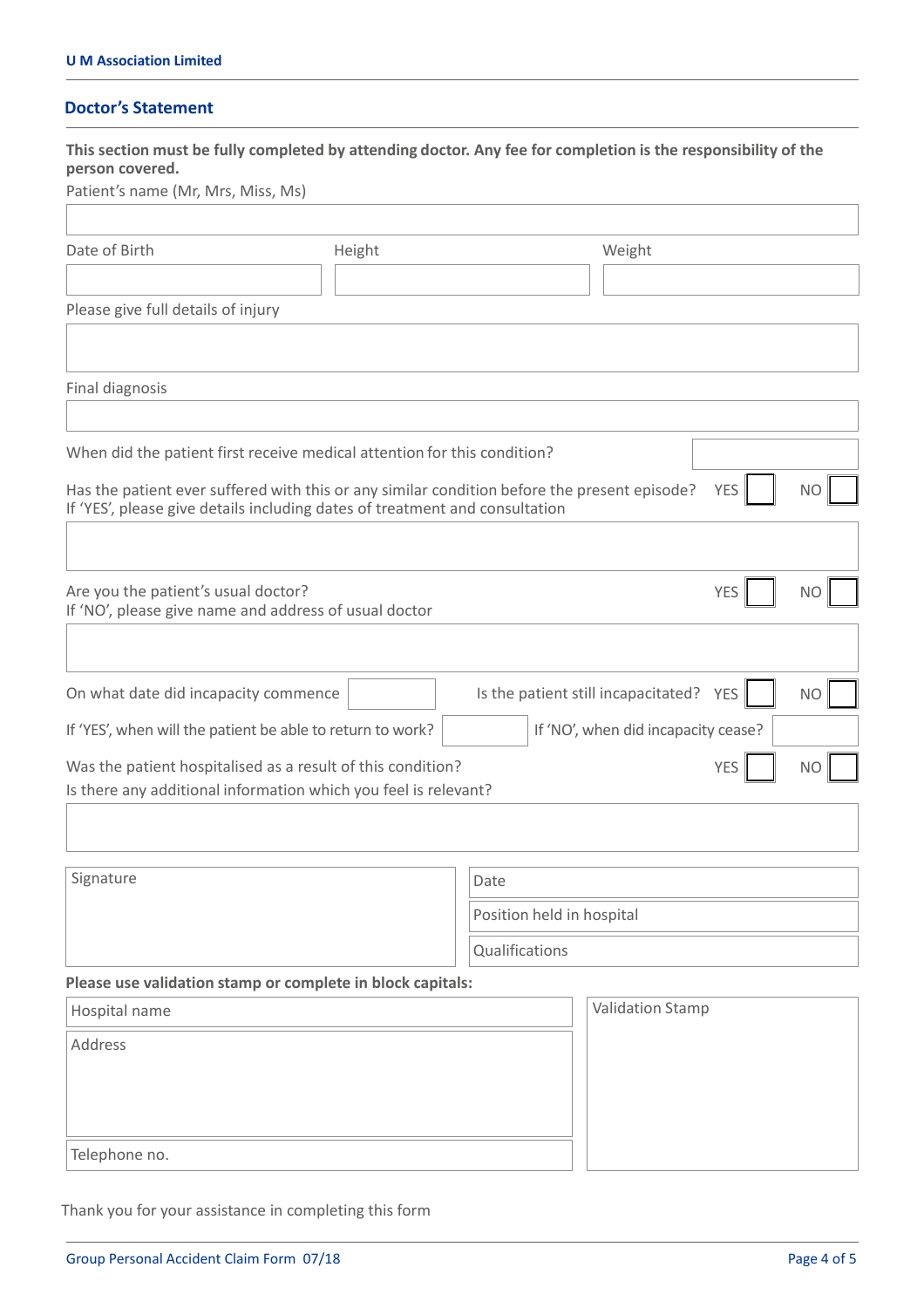## Doctor's Statement

**This section must be fully completed by attending doctor. Any fee for completion is the responsibility of the person covered.**

Patient's name (Mr, Mrs, Miss, Ms)

| Date of Birth | Height | Weight |
|---|---|---|
| | | |

Please give full details of injury

Final diagnosis

When did the patient first receive medical attention for this condition?

Has the patient ever suffered with this or any similar condition before the present episode? YES ☐ NO ☐
If 'YES', please give details including dates of treatment and consultation

Are you the patient's usual doctor? YES ☐ NO ☐
If 'NO', please give name and address of usual doctor

On what date did incapacity commence ____ Is the patient still incapacitated? YES ☐ NO ☐

If 'YES', when will the patient be able to return to work? ____ If 'NO', when did incapacity cease? ____

Was the patient hospitalised as a result of this condition? YES ☐ NO ☐

Is there any additional information which you feel is relevant?

| Signature | Date |
|---|---|
| | Position held in hospital |
| | Qualifications |

**Please use validation stamp or complete in block capitals:**

| Hospital name | Validation Stamp |
|---|---|
| Address | |
| Telephone no. | |

Thank you for your assistance in completing this form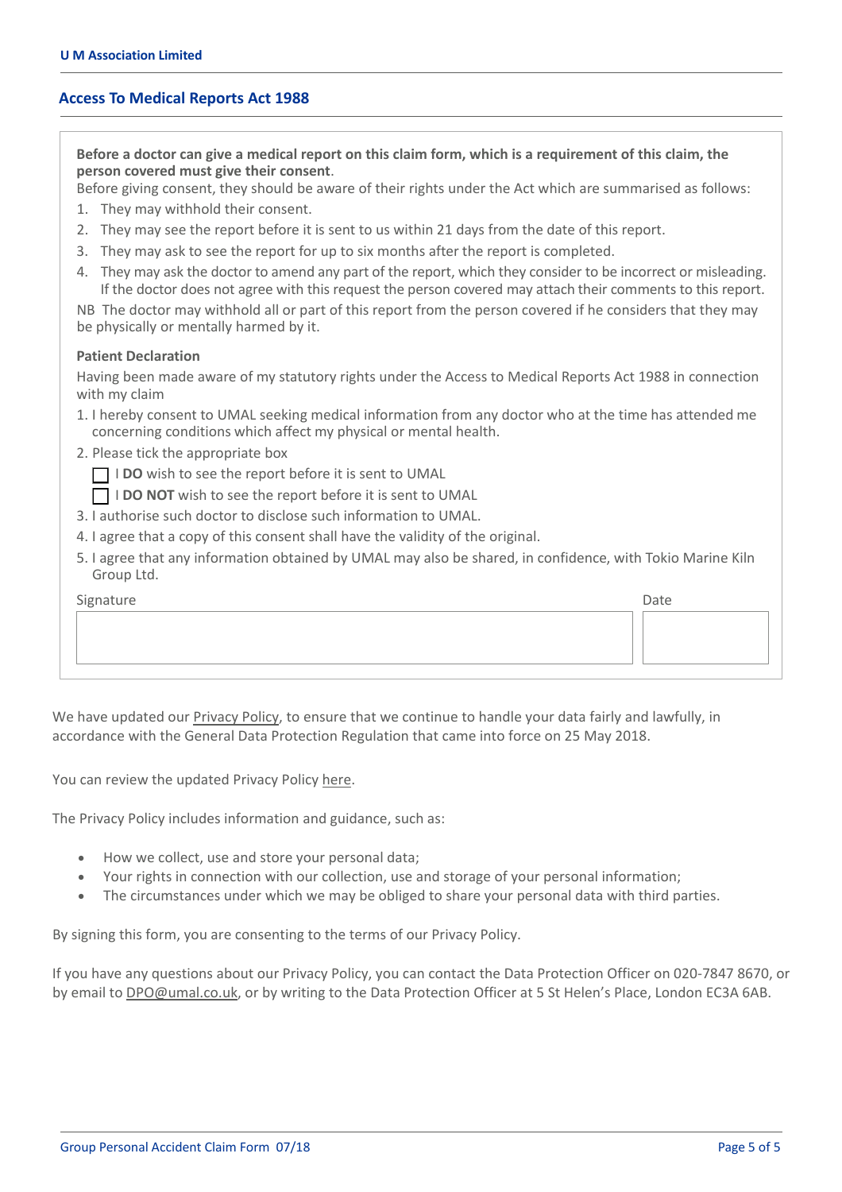## Access To Medical Reports Act 1988

**Before a doctor can give a medical report on this claim form, which is a requirement of this claim, the person covered must give their consent**.

Before giving consent, they should be aware of their rights under the Act which are summarised as follows:

1. They may withhold their consent.
2. They may see the report before it is sent to us within 21 days from the date of this report.
3. They may ask to see the report for up to six months after the report is completed.
4. They may ask the doctor to amend any part of the report, which they consider to be incorrect or misleading. If the doctor does not agree with this request the person covered may attach their comments to this report.

NB The doctor may withhold all or part of this report from the person covered if he considers that they may be physically or mentally harmed by it.

**Patient Declaration**

Having been made aware of my statutory rights under the Access to Medical Reports Act 1988 in connection with my claim

1. I hereby consent to UMAL seeking medical information from any doctor who at the time has attended me concerning conditions which affect my physical or mental health.
2. Please tick the appropriate box
   - ☐ I **DO** wish to see the report before it is sent to UMAL
   - ☐ I **DO NOT** wish to see the report before it is sent to UMAL
3. I authorise such doctor to disclose such information to UMAL.
4. I agree that a copy of this consent shall have the validity of the original.
5. I agree that any information obtained by UMAL may also be shared, in confidence, with Tokio Marine Kiln Group Ltd.

| Signature | Date |
|---|---|
| | |

We have updated our Privacy Policy, to ensure that we continue to handle your data fairly and lawfully, in accordance with the General Data Protection Regulation that came into force on 25 May 2018.

You can review the updated Privacy Policy here.

The Privacy Policy includes information and guidance, such as:

- How we collect, use and store your personal data;
- Your rights in connection with our collection, use and storage of your personal information;
- The circumstances under which we may be obliged to share your personal data with third parties.

By signing this form, you are consenting to the terms of our Privacy Policy.

If you have any questions about our Privacy Policy, you can contact the Data Protection Officer on 020-7847 8670, or by email to DPO@umal.co.uk, or by writing to the Data Protection Officer at 5 St Helen's Place, London EC3A 6AB.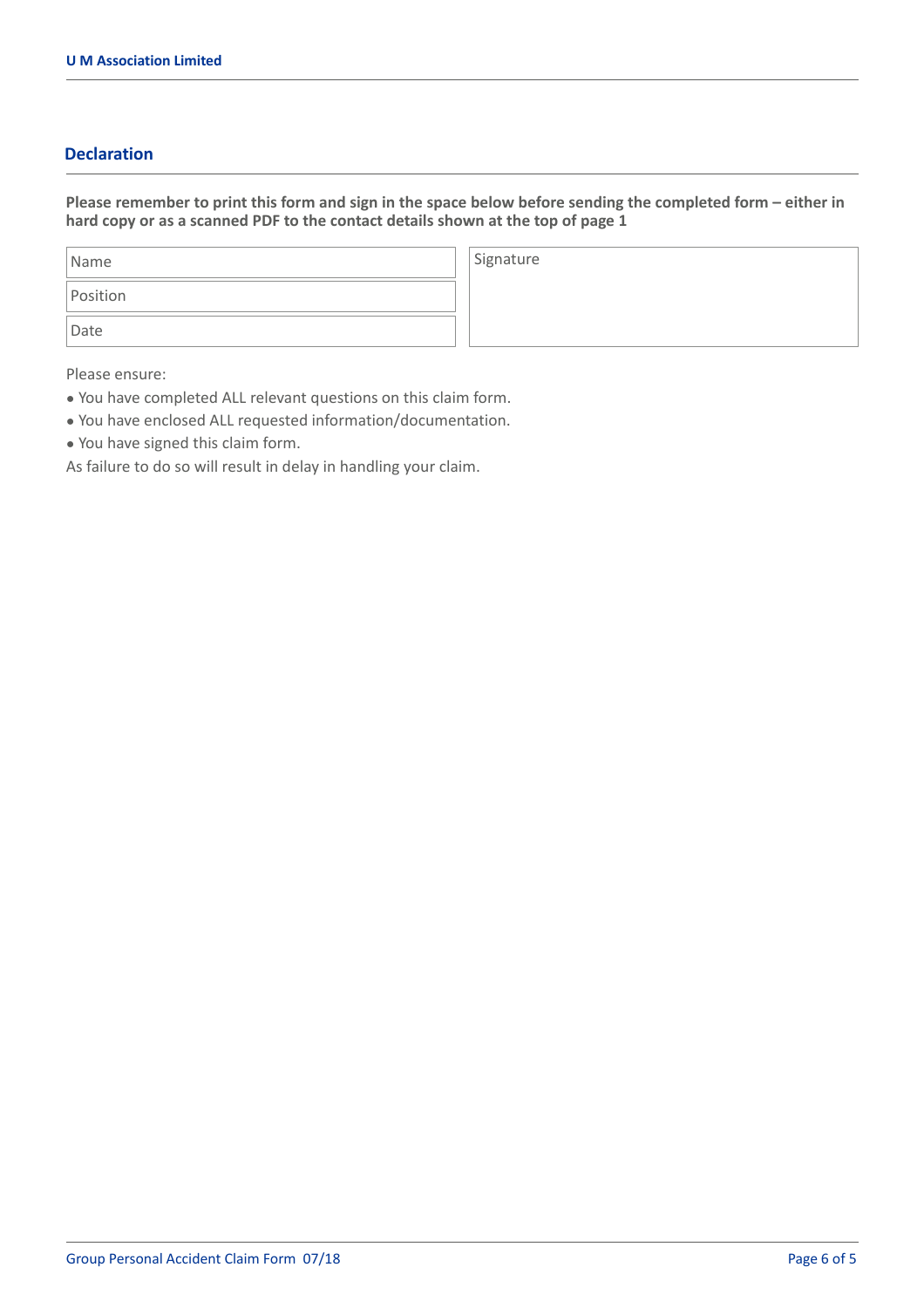## Declaration

**Please remember to print this form and sign in the space below before sending the completed form – either in hard copy or as a scanned PDF to the contact details shown at the top of page 1**

| | |
|---|---|
| Name | Signature |
| Position | |
| Date | |

Please ensure:

- You have completed ALL relevant questions on this claim form.
- You have enclosed ALL requested information/documentation.
- You have signed this claim form.

As failure to do so will result in delay in handling your claim.